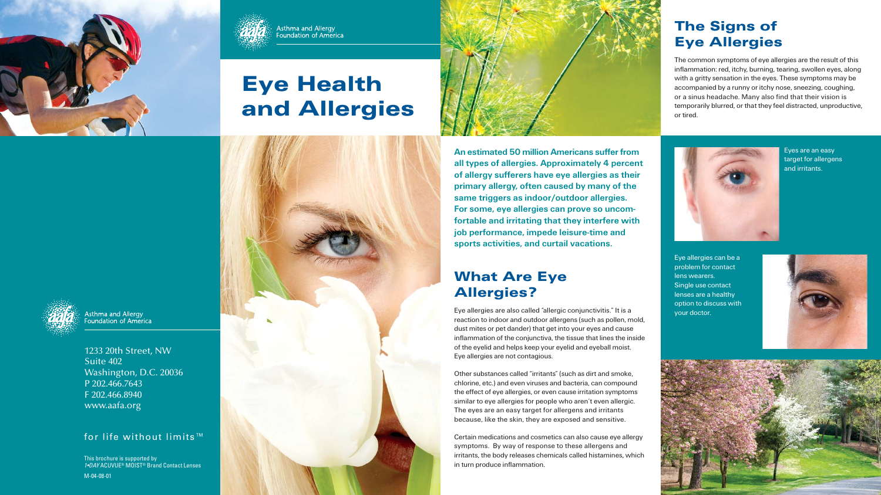Asthma and Allergy Foundation of America

# Eye Health and Allergies

**An estimated 50 million Americans suffer from all types of allergies. Approximately 4 percent of allergy sufferers have eye allergies as their primary allergy, often caused by many of the same triggers as indoor/outdoor allergies. For some, eye allergies can prove so uncomfortable and irritating that they interfere with job performance, impede leisure-time and sports activities, and curtail vacations.**

## What Are Eye Allergies?

Eye allergies are also called "allergic conjunctivitis." It is a reaction to indoor and outdoor allergens (such as pollen, mold, dust mites or pet dander) that get into your eyes and cause inflammation of the conjunctiva, the tissue that lines the inside of the eyelid and helps keep your eyelid and eyeball moist. Eye allergies are not contagious.

Other substances called "irritants" (such as dirt and smoke, chlorine, etc.) and even viruses and bacteria, can compound the effect of eye allergies, or even cause irritation symptoms similar to eye allergies for people who aren't even allergic. The eyes are an easy target for allergens and irritants because, like the skin, they are exposed and sensitive.

Certain medications and cosmetics can also cause eye allergy symptoms. By way of response to these allergens and irritants, the body releases chemicals called histamines, which in turn produce inflammation.

## The Signs of Eye Allergies

The common symptoms of eye allergies are the result of this inflammation: red, itchy, burning, tearing, swollen eyes, along with a gritty sensation in the eyes. These symptoms may be accompanied by a runny or itchy nose, sneezing, coughing, or a sinus headache. Many also find that their vision is temporarily blurred, or that they feel distracted, unproductive, or tired.

Eyes are an easy target for allergens and irritants.

Eye allergies can be a problem for contact lens wearers. Single use contact lenses are a healthy option to discuss with your doctor.

Asthma and Allergy Foundation of America

1233 20th Street, NW
Suite 402
Washington, D.C. 20036
P 202.466.7643
F 202.466.8940
www.aafa.org

for life without limits™

This brochure is supported by *1•DAY* ACUVUE® MOIST® Brand Contact Lenses

M-04-08-01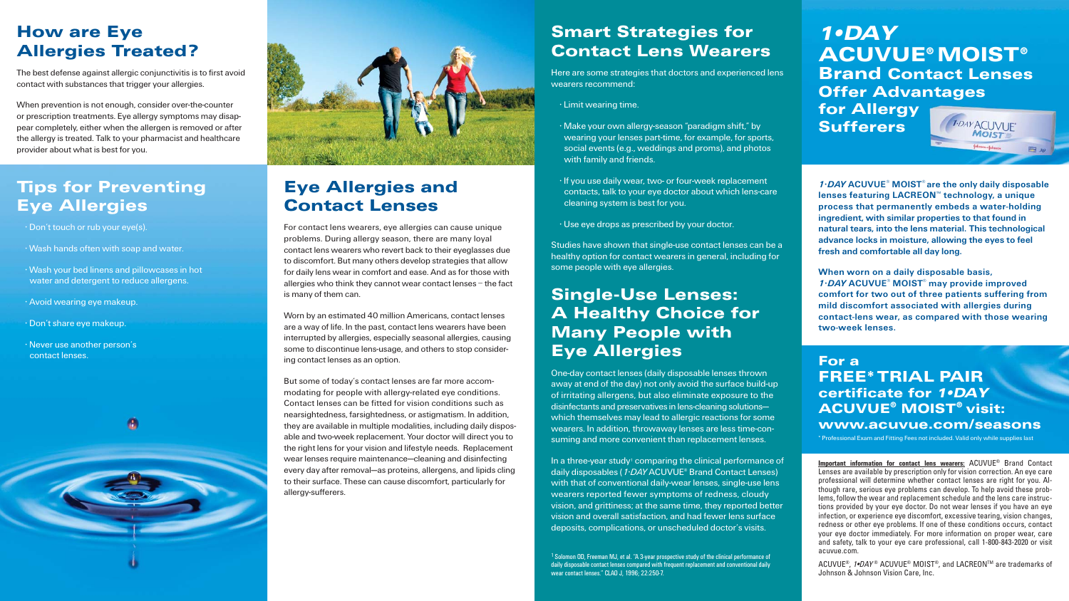## How are Eye Allergies Treated?

The best defense against allergic conjunctivitis is to first avoid contact with substances that trigger your allergies.

When prevention is not enough, consider over-the-counter or prescription treatments. Eye allergy symptoms may disappear completely, either when the allergen is removed or after the allergy is treated. Talk to your pharmacist and healthcare provider about what is best for you.

## Tips for Preventing Eye Allergies

- Don't touch or rub your eye(s).
- Wash hands often with soap and water.
- Wash your bed linens and pillowcases in hot water and detergent to reduce allergens.
- Avoid wearing eye makeup.
- Don't share eye makeup.
- Never use another person's contact lenses.

## Eye Allergies and Contact Lenses

For contact lens wearers, eye allergies can cause unique problems. During allergy season, there are many loyal contact lens wearers who revert back to their eyeglasses due to discomfort. But many others develop strategies that allow for daily lens wear in comfort and ease. And as for those with allergies who think they cannot wear contact lenses – the fact is many of them can.

Worn by an estimated 40 million Americans, contact lenses are a way of life. In the past, contact lens wearers have been interrupted by allergies, especially seasonal allergies, causing some to discontinue lens-usage, and others to stop considering contact lenses as an option.

But some of today's contact lenses are far more accommodating for people with allergy-related eye conditions. Contact lenses can be fitted for vision conditions such as nearsightedness, farsightedness, or astigmatism. In addition, they are available in multiple modalities, including daily disposable and two-week replacement. Your doctor will direct you to the right lens for your vision and lifestyle needs. Replacement wear lenses require maintenance—cleaning and disinfecting every day after removal—as proteins, allergens, and lipids cling to their surface. These can cause discomfort, particularly for allergy-sufferers.

## Smart Strategies for Contact Lens Wearers

Here are some strategies that doctors and experienced lens wearers recommend:

- Limit wearing time.
- Make your own allergy-season "paradigm shift," by wearing your lenses part-time, for example, for sports, social events (e.g., weddings and proms), and photos with family and friends.
- If you use daily wear, two- or four-week replacement contacts, talk to your eye doctor about which lens-care cleaning system is best for you.
- Use eye drops as prescribed by your doctor.

Studies have shown that single-use contact lenses can be a healthy option for contact wearers in general, including for some people with eye allergies.

## Single-Use Lenses: A Healthy Choice for Many People with Eye Allergies

One-day contact lenses (daily disposable lenses thrown away at end of the day) not only avoid the surface build-up of irritating allergens, but also eliminate exposure to the disinfectants and preservatives in lens-cleaning solutions—which themselves may lead to allergic reactions for some wearers. In addition, throwaway lenses are less time-consuming and more convenient than replacement lenses.

In a three-year study[1] comparing the clinical performance of daily disposables (*1·DAY* ACUVUE® Brand Contact Lenses) with that of conventional daily-wear lenses, single-use lens wearers reported fewer symptoms of redness, cloudy vision, and grittiness; at the same time, they reported better vision and overall satisfaction, and had fewer lens surface deposits, complications, or unscheduled doctor's visits.

[1] Solomon OD, Freeman MJ, et al. "A 3-year prospective study of the clinical performance of daily disposable contact lenses compared with frequent replacement and conventional daily wear contact lenses." CLAO J, 1996; 22:250-7.

## *1•DAY* ACUVUE® MOIST® Brand Contact Lenses Offer Advantages for Allergy Sufferers

**_1·DAY_ ACUVUE® MOIST® are the only daily disposable lenses featuring LACREON™ technology, a unique process that permanently embeds a water-holding ingredient, with similar properties to that found in natural tears, into the lens material. This technological advance locks in moisture, allowing the eyes to feel fresh and comfortable all day long.**

**When worn on a daily disposable basis, _1·DAY_ ACUVUE® MOIST® may provide improved comfort for two out of three patients suffering from mild discomfort associated with allergies during contact-lens wear, as compared with those wearing two-week lenses.**

## For a FREE* TRIAL PAIR certificate for *1•DAY* ACUVUE® MOIST® visit: www.acuvue.com/seasons

\* Professional Exam and Fitting Fees not included. Valid only while supplies last

**Important information for contact lens wearers:** ACUVUE® Brand Contact Lenses are available by prescription only for vision correction. An eye care professional will determine whether contact lenses are right for you. Although rare, serious eye problems can develop. To help avoid these problems, follow the wear and replacement schedule and the lens care instructions provided by your eye doctor. Do not wear lenses if you have an eye infection, or experience eye discomfort, excessive tearing, vision changes, redness or other eye problems. If one of these conditions occurs, contact your eye doctor immediately. For more information on proper wear, care and safety, talk to your eye care professional, call 1-800-843-2020 or visit acuvue.com.

ACUVUE®, *1•DAY*® ACUVUE® MOIST®, and LACREON™ are trademarks of Johnson & Johnson Vision Care, Inc.